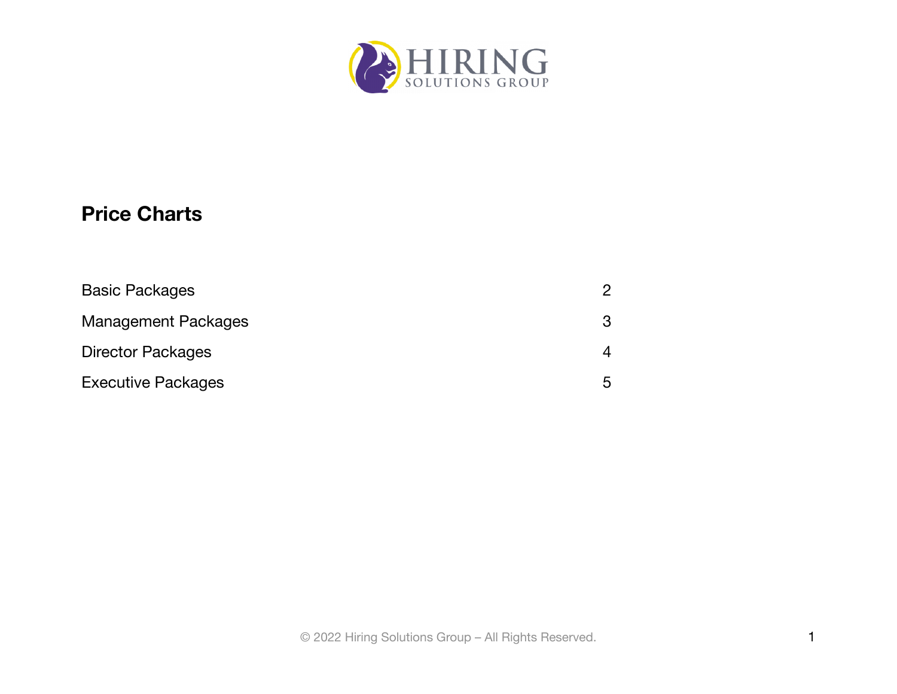HIRING SOLUTIONS GROUP

# Price Charts

| | |
|---|---|
| Basic Packages | 2 |
| Management Packages | 3 |
| Director Packages | 4 |
| Executive Packages | 5 |

© 2022 Hiring Solutions Group – All Rights Reserved.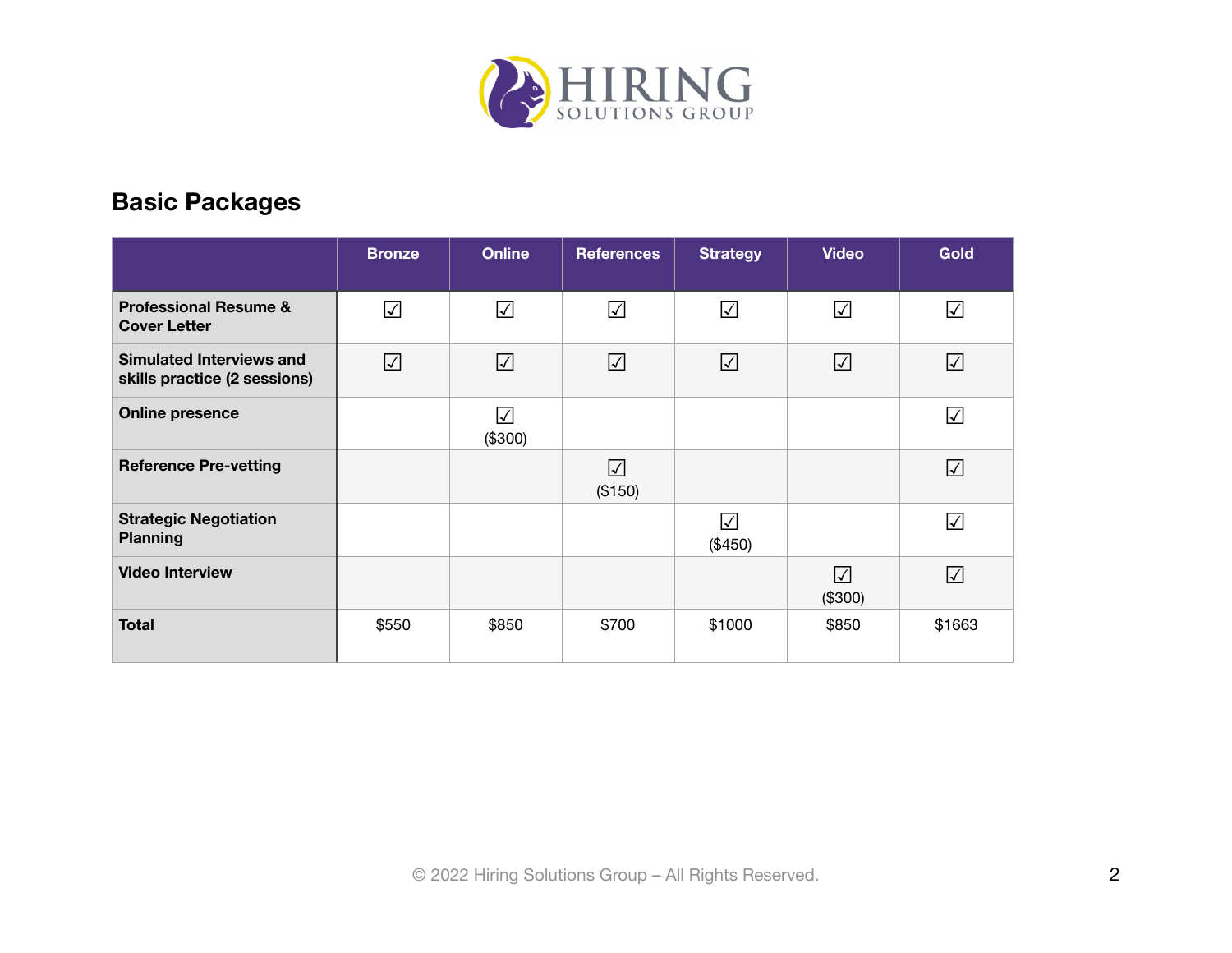## Basic Packages

| | Bronze | Online | References | Strategy | Video | Gold |
|---|---|---|---|---|---|---|
| **Professional Resume & Cover Letter** | ☑ | ☑ | ☑ | ☑ | ☑ | ☑ |
| **Simulated Interviews and skills practice (2 sessions)** | ☑ | ☑ | ☑ | ☑ | ☑ | ☑ |
| **Online presence** | | ☑ ($300) | | | | ☑ |
| **Reference Pre-vetting** | | | ☑ ($150) | | | ☑ |
| **Strategic Negotiation Planning** | | | | ☑ ($450) | | ☑ |
| **Video Interview** | | | | | ☑ ($300) | ☑ |
| **Total** | $550 | $850 | $700 | $1000 | $850 | $1663 |

© 2022 Hiring Solutions Group – All Rights Reserved.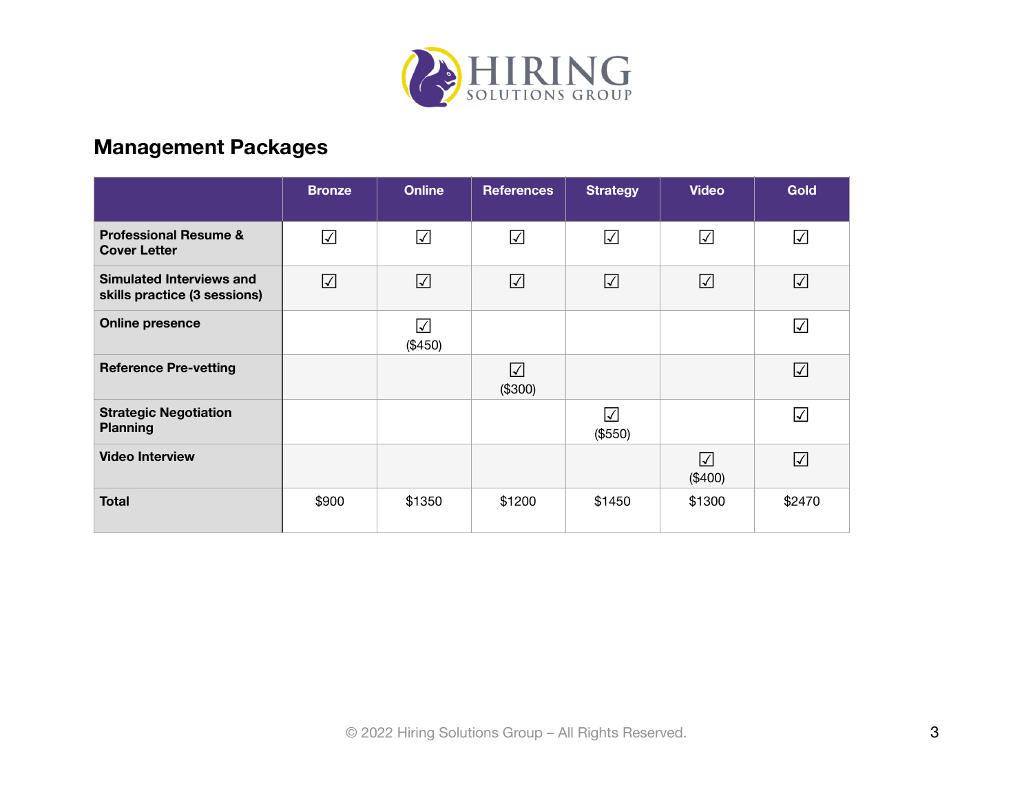## Management Packages

| | Bronze | Online | References | Strategy | Video | Gold |
|---|---|---|---|---|---|---|
| **Professional Resume & Cover Letter** | ☑ | ☑ | ☑ | ☑ | ☑ | ☑ |
| **Simulated Interviews and skills practice (3 sessions)** | ☑ | ☑ | ☑ | ☑ | ☑ | ☑ |
| **Online presence** | | ☑ ($450) | | | | ☑ |
| **Reference Pre-vetting** | | | ☑ ($300) | | | ☑ |
| **Strategic Negotiation Planning** | | | | ☑ ($550) | | ☑ |
| **Video Interview** | | | | | ☑ ($400) | ☑ |
| **Total** | $900 | $1350 | $1200 | $1450 | $1300 | $2470 |

© 2022 Hiring Solutions Group – All Rights Reserved.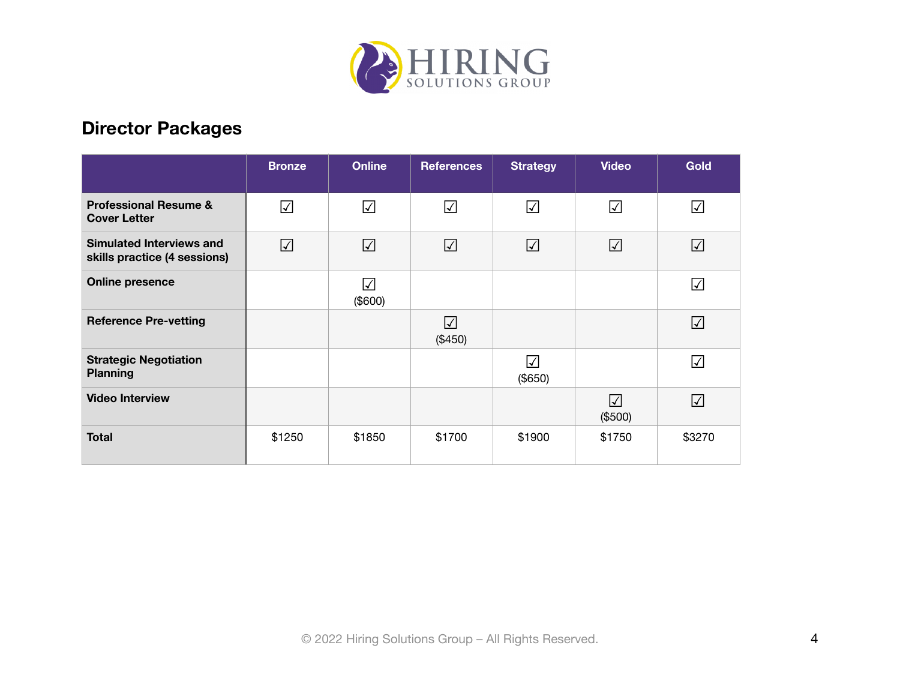## Director Packages

| | Bronze | Online | References | Strategy | Video | Gold |
|---|---|---|---|---|---|---|
| **Professional Resume & Cover Letter** | ☑ | ☑ | ☑ | ☑ | ☑ | ☑ |
| **Simulated Interviews and skills practice (4 sessions)** | ☑ | ☑ | ☑ | ☑ | ☑ | ☑ |
| **Online presence** | | ☑ ($600) | | | | ☑ |
| **Reference Pre-vetting** | | | ☑ ($450) | | | ☑ |
| **Strategic Negotiation Planning** | | | | ☑ ($650) | | ☑ |
| **Video Interview** | | | | | ☑ ($500) | ☑ |
| **Total** | $1250 | $1850 | $1700 | $1900 | $1750 | $3270 |

© 2022 Hiring Solutions Group – All Rights Reserved.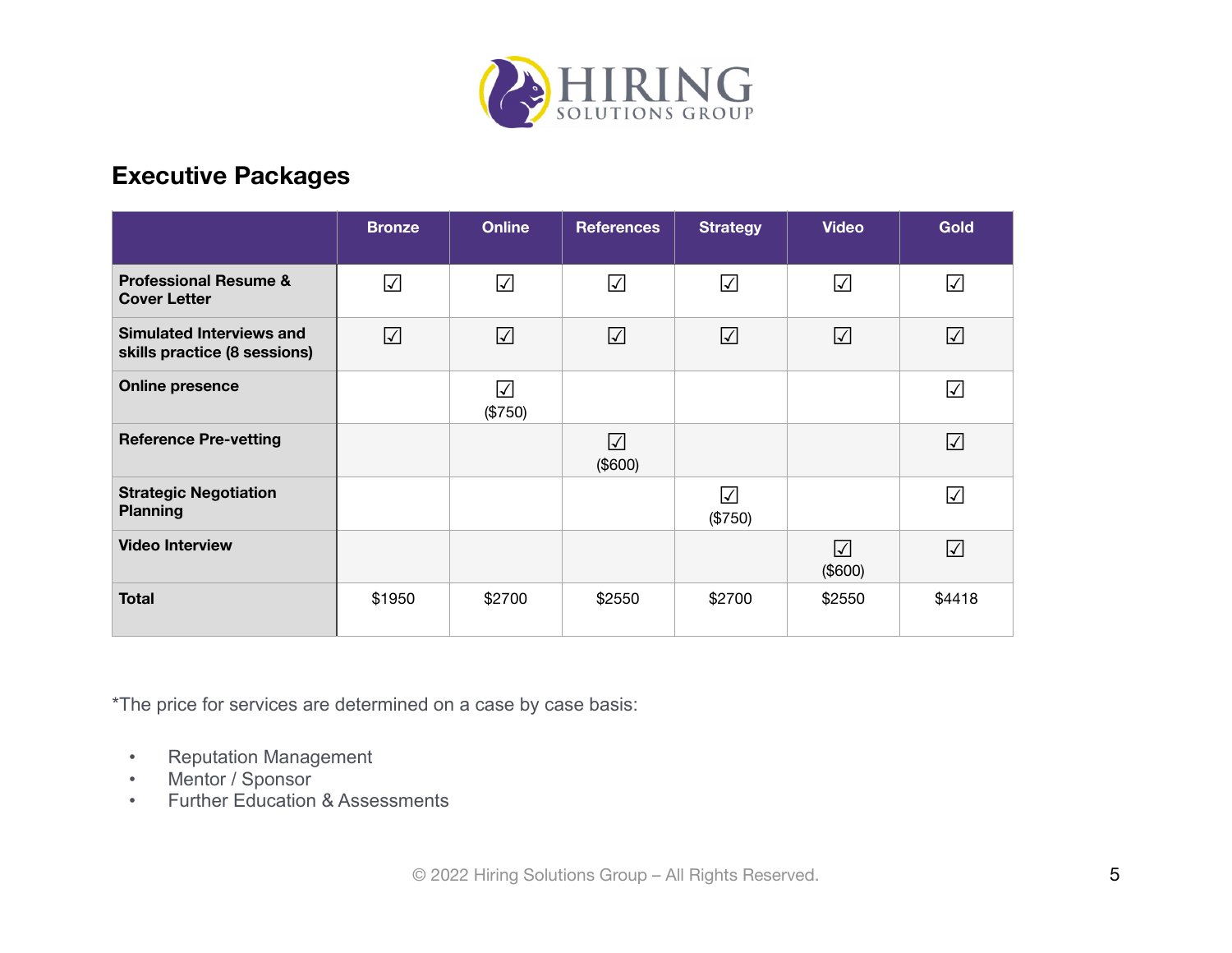HIRING SOLUTIONS GROUP

## Executive Packages

| | Bronze | Online | References | Strategy | Video | Gold |
|---|---|---|---|---|---|---|
| **Professional Resume & Cover Letter** | ☑ | ☑ | ☑ | ☑ | ☑ | ☑ |
| **Simulated Interviews and skills practice (8 sessions)** | ☑ | ☑ | ☑ | ☑ | ☑ | ☑ |
| **Online presence** | | ☑ ($750) | | | | ☑ |
| **Reference Pre-vetting** | | | ☑ ($600) | | | ☑ |
| **Strategic Negotiation Planning** | | | | ☑ ($750) | | ☑ |
| **Video Interview** | | | | | ☑ ($600) | ☑ |
| **Total** | $1950 | $2700 | $2550 | $2700 | $2550 | $4418 |

*The price for services are determined on a case by case basis:

- Reputation Management
- Mentor / Sponsor
- Further Education & Assessments

© 2022 Hiring Solutions Group – All Rights Reserved.